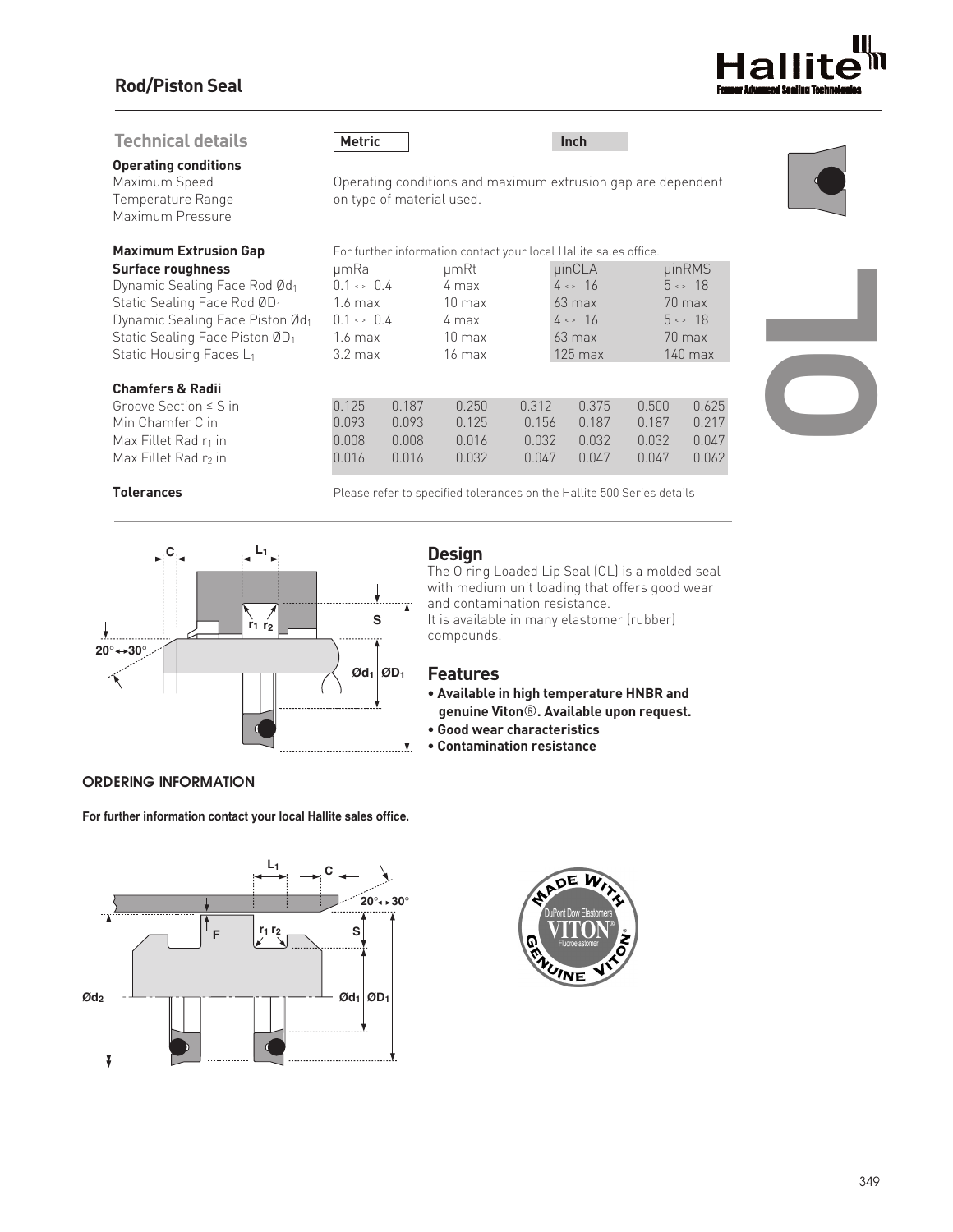## Rod/Piston Seal

# OL

### Technical details

**Metric** | **Inch**

**Operating conditions**
Maximum Speed
Temperature Range
Maximum Pressure

Operating conditions and maximum extrusion gap are dependent on type of material used.

**Maximum Extrusion Gap**

For further information contact your local Hallite sales office.

| **Surface roughness** | μmRa | μmRt | μinCLA | μinRMS |
|---|---|---|---|---|
| Dynamic Sealing Face Rod $Ød_1$ | 0.1 <> 0.4 | 4 max | 4 <> 16 | 5 <> 18 |
| Static Sealing Face Rod $ØD_1$ | 1.6 max | 10 max | 63 max | 70 max |
| Dynamic Sealing Face Piston $Ød_1$ | 0.1 <> 0.4 | 4 max | 4 <> 16 | 5 <> 18 |
| Static Sealing Face Piston $ØD_1$ | 1.6 max | 10 max | 63 max | 70 max |
| Static Housing Faces $L_1$ | 3.2 max | 16 max | 125 max | 140 max |

| **Chamfers & Radii** | | | | | | | |
|---|---|---|---|---|---|---|---|
| Groove Section ≤ S in | 0.125 | 0.187 | 0.250 | 0.312 | 0.375 | 0.500 | 0.625 |
| Min Chamfer C in | 0.093 | 0.093 | 0.125 | 0.156 | 0.187 | 0.187 | 0.217 |
| Max Fillet Rad $r_1$ in | 0.008 | 0.008 | 0.016 | 0.032 | 0.032 | 0.032 | 0.047 |
| Max Fillet Rad $r_2$ in | 0.016 | 0.016 | 0.032 | 0.047 | 0.047 | 0.047 | 0.062 |

**Tolerances**

Please refer to specified tolerances on the Hallite 500 Series details

### Design

The O ring Loaded Lip Seal (OL) is a molded seal with medium unit loading that offers good wear and contamination resistance.
It is available in many elastomer (rubber) compounds.

### Features

- **Available in high temperature HNBR and genuine Viton®. Available upon request.**
- **Good wear characteristics**
- **Contamination resistance**

### ORDERING INFORMATION

**For further information contact your local Hallite sales office.**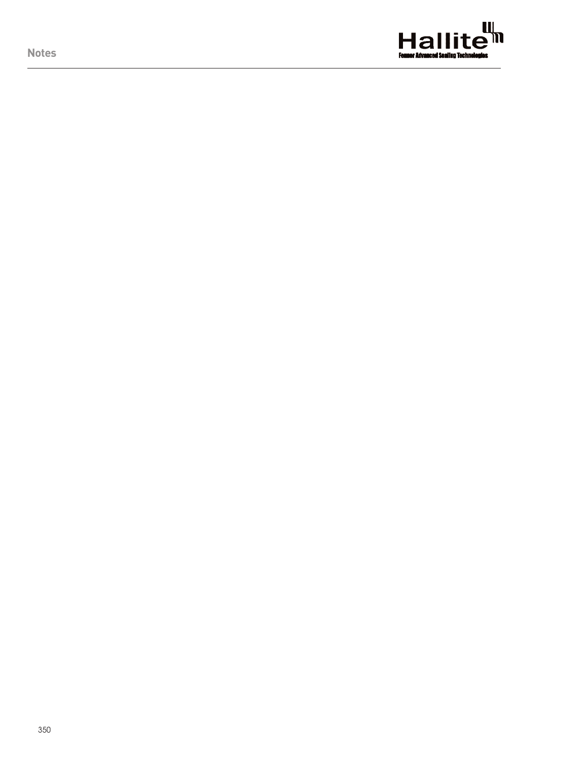# Notes